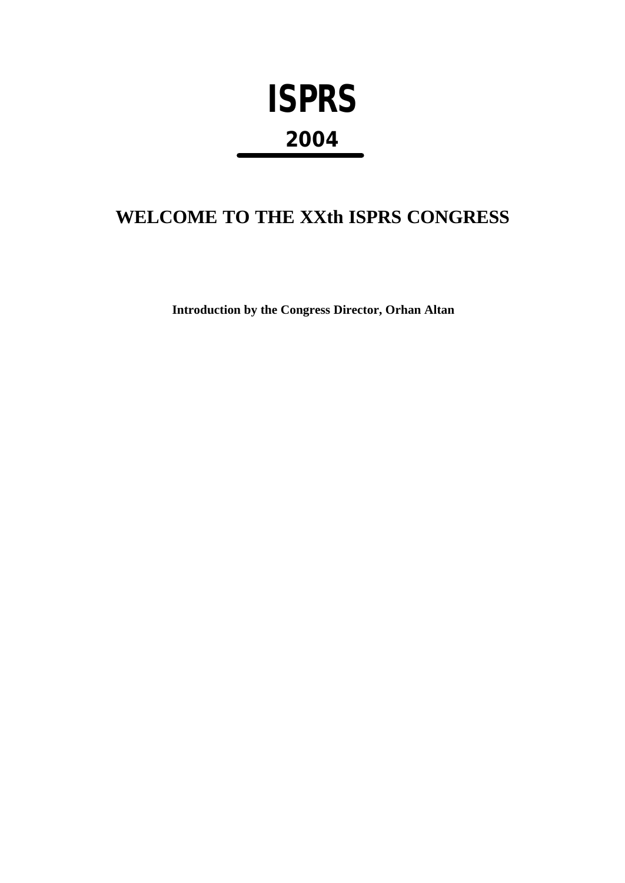# ISPRS

## 2004

# WELCOME TO THE XXth ISPRS CONGRESS

**Introduction by the Congress Director, Orhan Altan**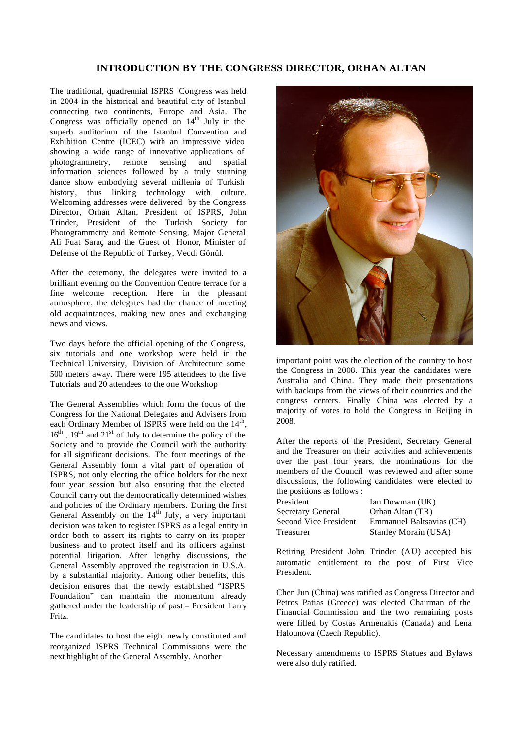# INTRODUCTION BY THE CONGRESS DIRECTOR, ORHAN ALTAN

The traditional, quadrennial ISPRS Congress was held in 2004 in the historical and beautiful city of Istanbul connecting two continents, Europe and Asia. The Congress was officially opened on 14th July in the superb auditorium of the Istanbul Convention and Exhibition Centre (ICEC) with an impressive video showing a wide range of innovative applications of photogrammetry, remote sensing and spatial information sciences followed by a truly stunning dance show embodying several millenia of Turkish history, thus linking technology with culture. Welcoming addresses were delivered by the Congress Director, Orhan Altan, President of ISPRS, John Trinder, President of the Turkish Society for Photogrammetry and Remote Sensing, Major General Ali Fuat Saraç and the Guest of Honor, Minister of Defense of the Republic of Turkey, Vecdi Gönül.

After the ceremony, the delegates were invited to a brilliant evening on the Convention Centre terrace for a fine welcome reception. Here in the pleasant atmosphere, the delegates had the chance of meeting old acquaintances, making new ones and exchanging news and views.

Two days before the official opening of the Congress, six tutorials and one workshop were held in the Technical University, Division of Architecture some 500 meters away. There were 195 attendees to the five Tutorials and 20 attendees to the one Workshop

The General Assemblies which form the focus of the Congress for the National Delegates and Advisers from each Ordinary Member of ISPRS were held on the 14th, 16th, 19th and 21st of July to determine the policy of the Society and to provide the Council with the authority for all significant decisions. The four meetings of the General Assembly form a vital part of operation of ISPRS, not only electing the office holders for the next four year session but also ensuring that the elected Council carry out the democratically determined wishes and policies of the Ordinary members. During the first General Assembly on the 14th July, a very important decision was taken to register ISPRS as a legal entity in order both to assert its rights to carry on its proper business and to protect itself and its officers against potential litigation. After lengthy discussions, the General Assembly approved the registration in U.S.A. by a substantial majority. Among other benefits, this decision ensures that the newly established "ISPRS Foundation" can maintain the momentum already gathered under the leadership of past – President Larry Fritz.

The candidates to host the eight newly constituted and reorganized ISPRS Technical Commissions were the next highlight of the General Assembly. Another important point was the election of the country to host the Congress in 2008. This year the candidates were Australia and China. They made their presentations with backups from the views of their countries and the congress centers. Finally China was elected by a majority of votes to hold the Congress in Beijing in 2008.

After the reports of the President, Secretary General and the Treasurer on their activities and achievements over the past four years, the nominations for the members of the Council was reviewed and after some discussions, the following candidates were elected to the positions as follows :

| | |
|---|---|
| President | Ian Dowman (UK) |
| Secretary General | Orhan Altan (TR) |
| Second Vice President | Emmanuel Baltsavias (CH) |
| Treasurer | Stanley Morain (USA) |

Retiring President John Trinder (AU) accepted his automatic entitlement to the post of First Vice President.

Chen Jun (China) was ratified as Congress Director and Petros Patias (Greece) was elected Chairman of the Financial Commission and the two remaining posts were filled by Costas Armenakis (Canada) and Lena Halounova (Czech Republic).

Necessary amendments to ISPRS Statues and Bylaws were also duly ratified.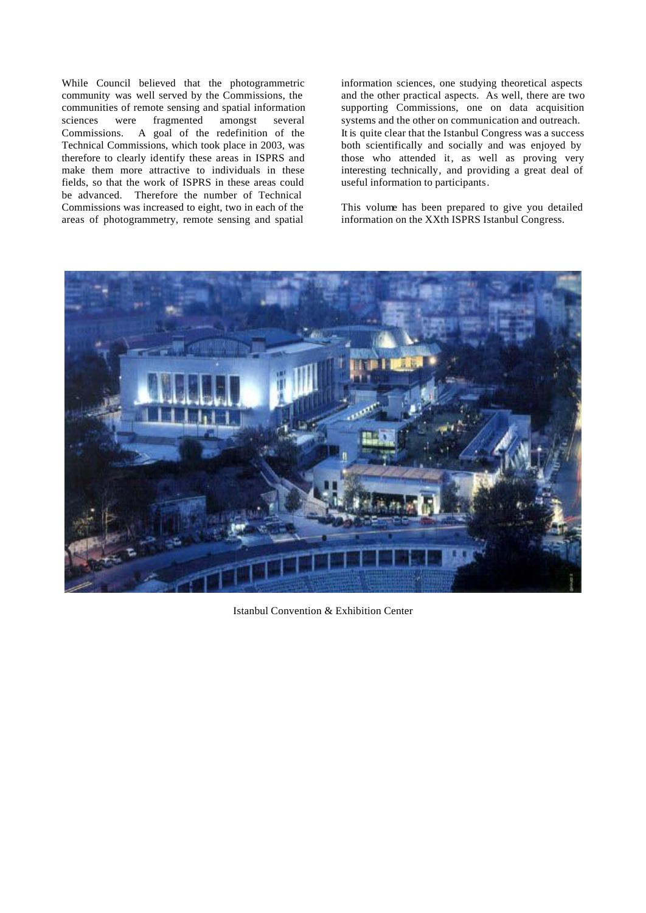While Council believed that the photogrammetric community was well served by the Commissions, the communities of remote sensing and spatial information sciences were fragmented amongst several Commissions. A goal of the redefinition of the Technical Commissions, which took place in 2003, was therefore to clearly identify these areas in ISPRS and make them more attractive to individuals in these fields, so that the work of ISPRS in these areas could be advanced. Therefore the number of Technical Commissions was increased to eight, two in each of the areas of photogrammetry, remote sensing and spatial information sciences, one studying theoretical aspects and the other practical aspects. As well, there are two supporting Commissions, one on data acquisition systems and the other on communication and outreach. It is quite clear that the Istanbul Congress was a success both scientifically and socially and was enjoyed by those who attended it, as well as proving very interesting technically, and providing a great deal of useful information to participants.

This volume has been prepared to give you detailed information on the XXth ISPRS Istanbul Congress.

Istanbul Convention & Exhibition Center